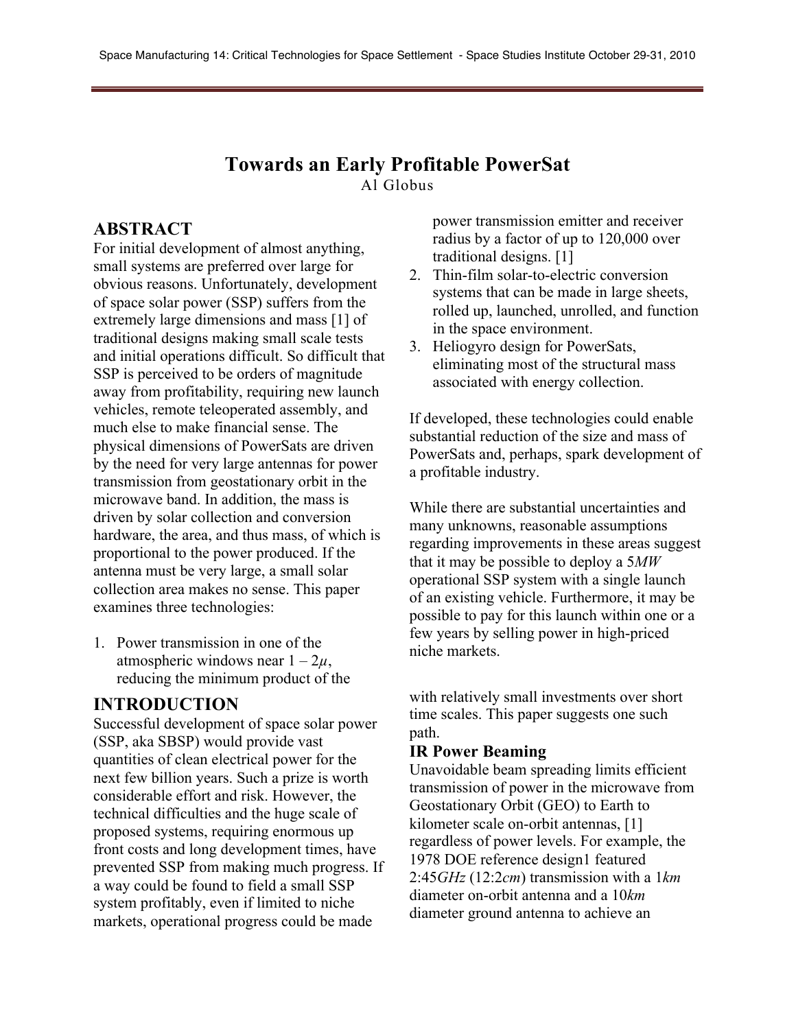# Towards an Early Profitable PowerSat

Al Globus

## ABSTRACT

For initial development of almost anything, small systems are preferred over large for obvious reasons. Unfortunately, development of space solar power (SSP) suffers from the extremely large dimensions and mass [1] of traditional designs making small scale tests and initial operations difficult. So difficult that SSP is perceived to be orders of magnitude away from profitability, requiring new launch vehicles, remote teleoperated assembly, and much else to make financial sense. The physical dimensions of PowerSats are driven by the need for very large antennas for power transmission from geostationary orbit in the microwave band. In addition, the mass is driven by solar collection and conversion hardware, the area, and thus mass, of which is proportional to the power produced. If the antenna must be very large, a small solar collection area makes no sense. This paper examines three technologies:

1. Power transmission in one of the atmospheric windows near $1 - 2\mu$, reducing the minimum product of the power transmission emitter and receiver radius by a factor of up to 120,000 over traditional designs. [1]
2. Thin-film solar-to-electric conversion systems that can be made in large sheets, rolled up, launched, unrolled, and function in the space environment.
3. Heliogyro design for PowerSats, eliminating most of the structural mass associated with energy collection.

If developed, these technologies could enable substantial reduction of the size and mass of PowerSats and, perhaps, spark development of a profitable industry.

While there are substantial uncertainties and many unknowns, reasonable assumptions regarding improvements in these areas suggest that it may be possible to deploy a 5*MW* operational SSP system with a single launch of an existing vehicle. Furthermore, it may be possible to pay for this launch within one or a few years by selling power in high-priced niche markets.

## INTRODUCTION

Successful development of space solar power (SSP, aka SBSP) would provide vast quantities of clean electrical power for the next few billion years. Such a prize is worth considerable effort and risk. However, the technical difficulties and the huge scale of proposed systems, requiring enormous up front costs and long development times, have prevented SSP from making much progress. If a way could be found to field a small SSP system profitably, even if limited to niche markets, operational progress could be made with relatively small investments over short time scales. This paper suggests one such path.

### IR Power Beaming

Unavoidable beam spreading limits efficient transmission of power in the microwave from Geostationary Orbit (GEO) to Earth to kilometer scale on-orbit antennas, [1] regardless of power levels. For example, the 1978 DOE reference design1 featured 2:45*GHz* (12:2*cm*) transmission with a 1*km* diameter on-orbit antenna and a 10*km* diameter ground antenna to achieve an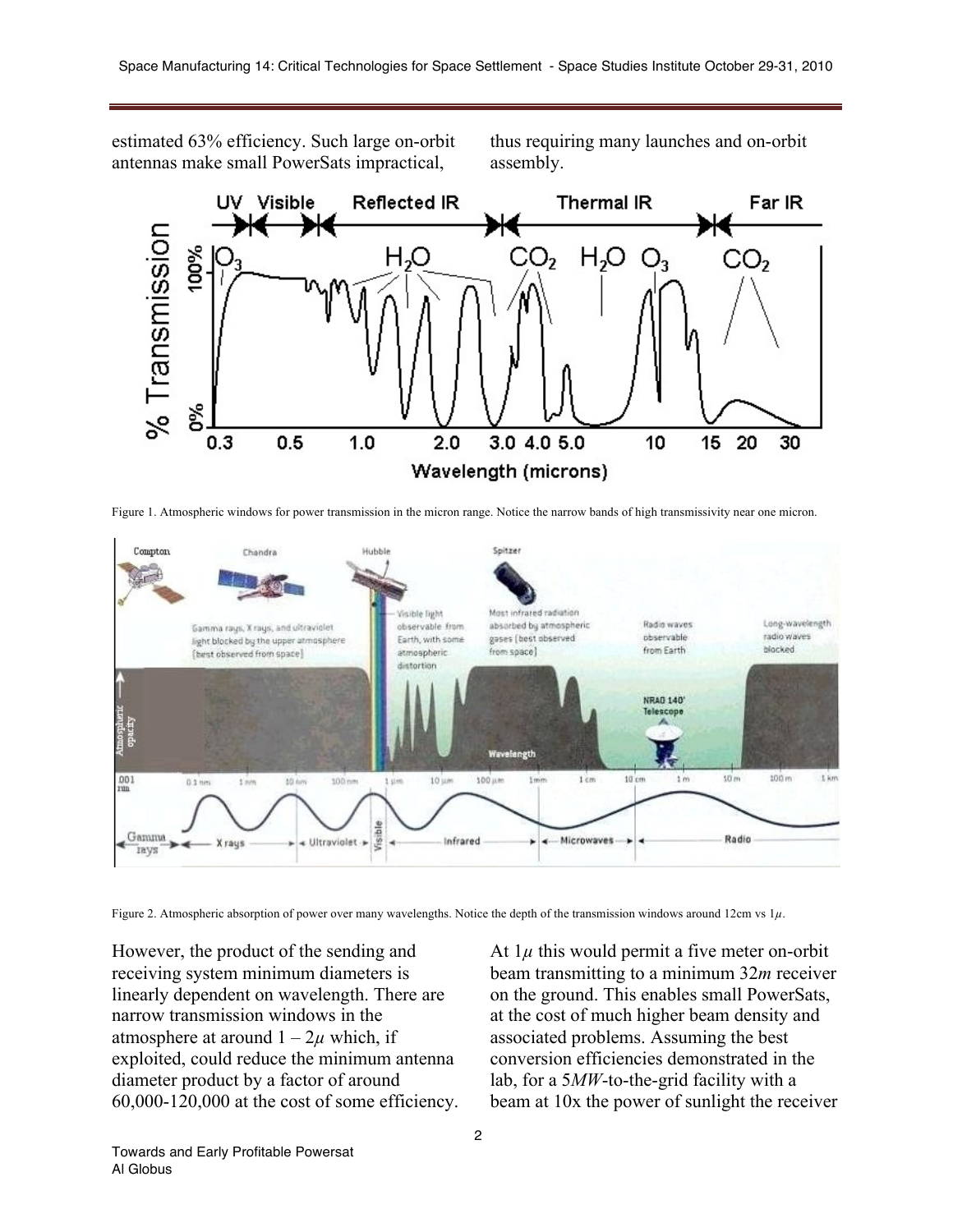estimated 63% efficiency. Such large on-orbit antennas make small PowerSats impractical, thus requiring many launches and on-orbit assembly.

Figure 1. Atmospheric windows for power transmission in the micron range. Notice the narrow bands of high transmissivity near one micron.

Figure 2. Atmospheric absorption of power over many wavelengths. Notice the depth of the transmission windows around 12cm vs $1\mu$.

However, the product of the sending and receiving system minimum diameters is linearly dependent on wavelength. There are narrow transmission windows in the atmosphere at around $1 - 2\mu$ which, if exploited, could reduce the minimum antenna diameter product by a factor of around 60,000-120,000 at the cost of some efficiency. At $1\mu$ this would permit a five meter on-orbit beam transmitting to a minimum 32*m* receiver on the ground. This enables small PowerSats, at the cost of much higher beam density and associated problems. Assuming the best conversion efficiencies demonstrated in the lab, for a 5*MW*-to-the-grid facility with a beam at 10x the power of sunlight the receiver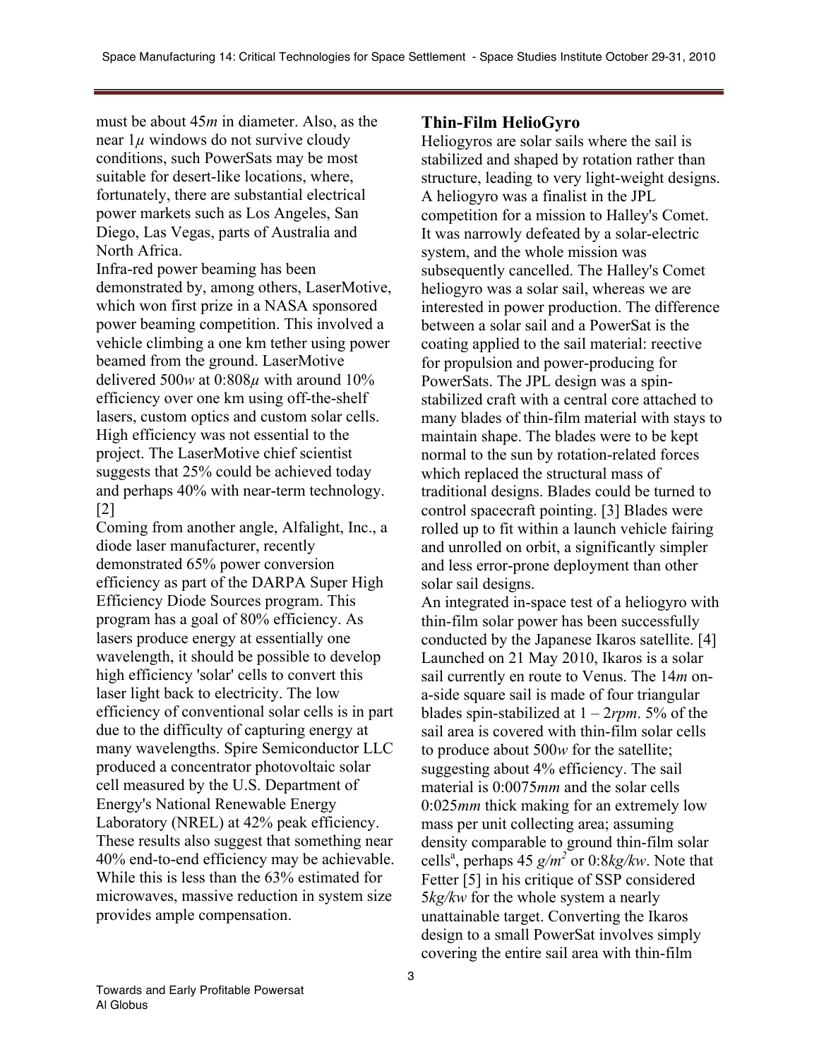must be about 45*m* in diameter. Also, as the near $1\mu$ windows do not survive cloudy conditions, such PowerSats may be most suitable for desert-like locations, where, fortunately, there are substantial electrical power markets such as Los Angeles, San Diego, Las Vegas, parts of Australia and North Africa.

Infra-red power beaming has been demonstrated by, among others, LaserMotive, which won first prize in a NASA sponsored power beaming competition. This involved a vehicle climbing a one km tether using power beamed from the ground. LaserMotive delivered 500*w* at $0{:}808\mu$ with around 10% efficiency over one km using off-the-shelf lasers, custom optics and custom solar cells. High efficiency was not essential to the project. The LaserMotive chief scientist suggests that 25% could be achieved today and perhaps 40% with near-term technology. [2]

Coming from another angle, Alfalight, Inc., a diode laser manufacturer, recently demonstrated 65% power conversion efficiency as part of the DARPA Super High Efficiency Diode Sources program. This program has a goal of 80% efficiency. As lasers produce energy at essentially one wavelength, it should be possible to develop high efficiency 'solar' cells to convert this laser light back to electricity. The low efficiency of conventional solar cells is in part due to the difficulty of capturing energy at many wavelengths. Spire Semiconductor LLC produced a concentrator photovoltaic solar cell measured by the U.S. Department of Energy's National Renewable Energy Laboratory (NREL) at 42% peak efficiency. These results also suggest that something near 40% end-to-end efficiency may be achievable. While this is less than the 63% estimated for microwaves, massive reduction in system size provides ample compensation.

## Thin-Film HelioGyro

Heliogyros are solar sails where the sail is stabilized and shaped by rotation rather than structure, leading to very light-weight designs. A heliogyro was a finalist in the JPL competition for a mission to Halley's Comet. It was narrowly defeated by a solar-electric system, and the whole mission was subsequently cancelled. The Halley's Comet heliogyro was a solar sail, whereas we are interested in power production. The difference between a solar sail and a PowerSat is the coating applied to the sail material: reective for propulsion and power-producing for PowerSats. The JPL design was a spin-stabilized craft with a central core attached to many blades of thin-film material with stays to maintain shape. The blades were to be kept normal to the sun by rotation-related forces which replaced the structural mass of traditional designs. Blades could be turned to control spacecraft pointing. [3] Blades were rolled up to fit within a launch vehicle fairing and unrolled on orbit, a significantly simpler and less error-prone deployment than other solar sail designs.

An integrated in-space test of a heliogyro with thin-film solar power has been successfully conducted by the Japanese Ikaros satellite. [4] Launched on 21 May 2010, Ikaros is a solar sail currently en route to Venus. The 14*m* on-a-side square sail is made of four triangular blades spin-stabilized at 1 – 2*rpm*. 5% of the sail area is covered with thin-film solar cells to produce about 500*w* for the satellite; suggesting about 4% efficiency. The sail material is 0:0075*mm* and the solar cells 0:025*mm* thick making for an extremely low mass per unit collecting area; assuming density comparable to ground thin-film solar cells[a], perhaps 45 $g/m^2$ or 0:8*kg/kw*. Note that Fetter [5] in his critique of SSP considered 5*kg/kw* for the whole system a nearly unattainable target. Converting the Ikaros design to a small PowerSat involves simply covering the entire sail area with thin-film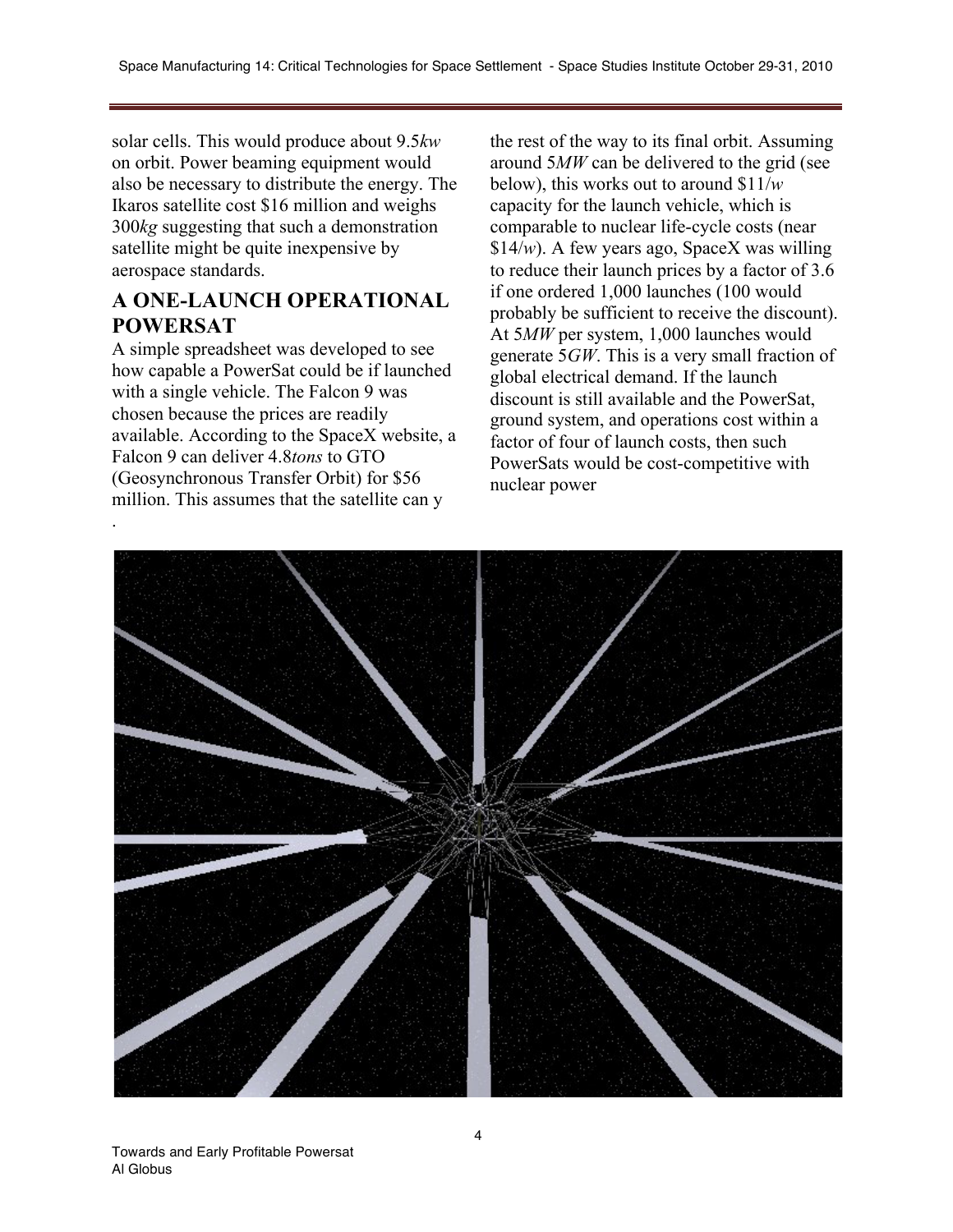solar cells. This would produce about 9.5*kw* on orbit. Power beaming equipment would also be necessary to distribute the energy. The Ikaros satellite cost $16 million and weighs 300*kg* suggesting that such a demonstration satellite might be quite inexpensive by aerospace standards.

## A ONE-LAUNCH OPERATIONAL POWERSAT

A simple spreadsheet was developed to see how capable a PowerSat could be if launched with a single vehicle. The Falcon 9 was chosen because the prices are readily available. According to the SpaceX website, a Falcon 9 can deliver 4.8*tons* to GTO (Geosynchronous Transfer Orbit) for $56 million. This assumes that the satellite can y
.

the rest of the way to its final orbit. Assuming around 5*MW* can be delivered to the grid (see below), this works out to around $11/*w* capacity for the launch vehicle, which is comparable to nuclear life-cycle costs (near $14/*w*). A few years ago, SpaceX was willing to reduce their launch prices by a factor of 3.6 if one ordered 1,000 launches (100 would probably be sufficient to receive the discount). At 5*MW* per system, 1,000 launches would generate 5*GW*. This is a very small fraction of global electrical demand. If the launch discount is still available and the PowerSat, ground system, and operations cost within a factor of four of launch costs, then such PowerSats would be cost-competitive with nuclear power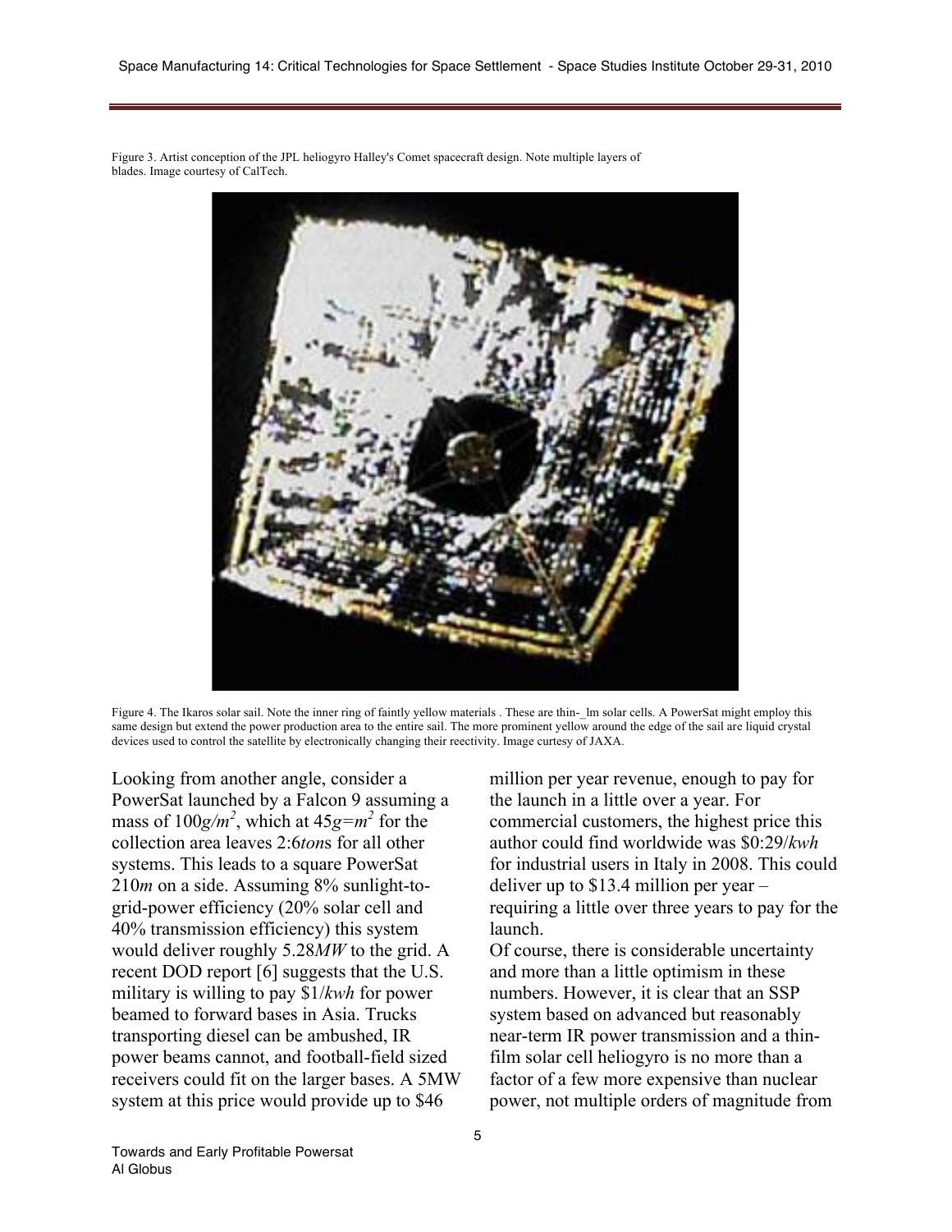Figure 3. Artist conception of the JPL heliogyro Halley's Comet spacecraft design. Note multiple layers of blades. Image courtesy of CalTech.

Figure 4. The Ikaros solar sail. Note the inner ring of faintly yellow materials . These are thin-_lm solar cells. A PowerSat might employ this same design but extend the power production area to the entire sail. The more prominent yellow around the edge of the sail are liquid crystal devices used to control the satellite by electronically changing their reectivity. Image curtesy of JAXA.

Looking from another angle, consider a PowerSat launched by a Falcon 9 assuming a mass of $100g/m^2$, which at $45g=m^2$ for the collection area leaves 2:6*ton*s for all other systems. This leads to a square PowerSat 210*m* on a side. Assuming 8% sunlight-to-grid-power efficiency (20% solar cell and 40% transmission efficiency) this system would deliver roughly 5.28*MW* to the grid. A recent DOD report [6] suggests that the U.S. military is willing to pay \$1/*kwh* for power beamed to forward bases in Asia. Trucks transporting diesel can be ambushed, IR power beams cannot, and football-field sized receivers could fit on the larger bases. A 5MW system at this price would provide up to \$46 million per year revenue, enough to pay for the launch in a little over a year. For commercial customers, the highest price this author could find worldwide was \$0:29/*kwh* for industrial users in Italy in 2008. This could deliver up to \$13.4 million per year – requiring a little over three years to pay for the launch.

Of course, there is considerable uncertainty and more than a little optimism in these numbers. However, it is clear that an SSP system based on advanced but reasonably near-term IR power transmission and a thin-film solar cell heliogyro is no more than a factor of a few more expensive than nuclear power, not multiple orders of magnitude from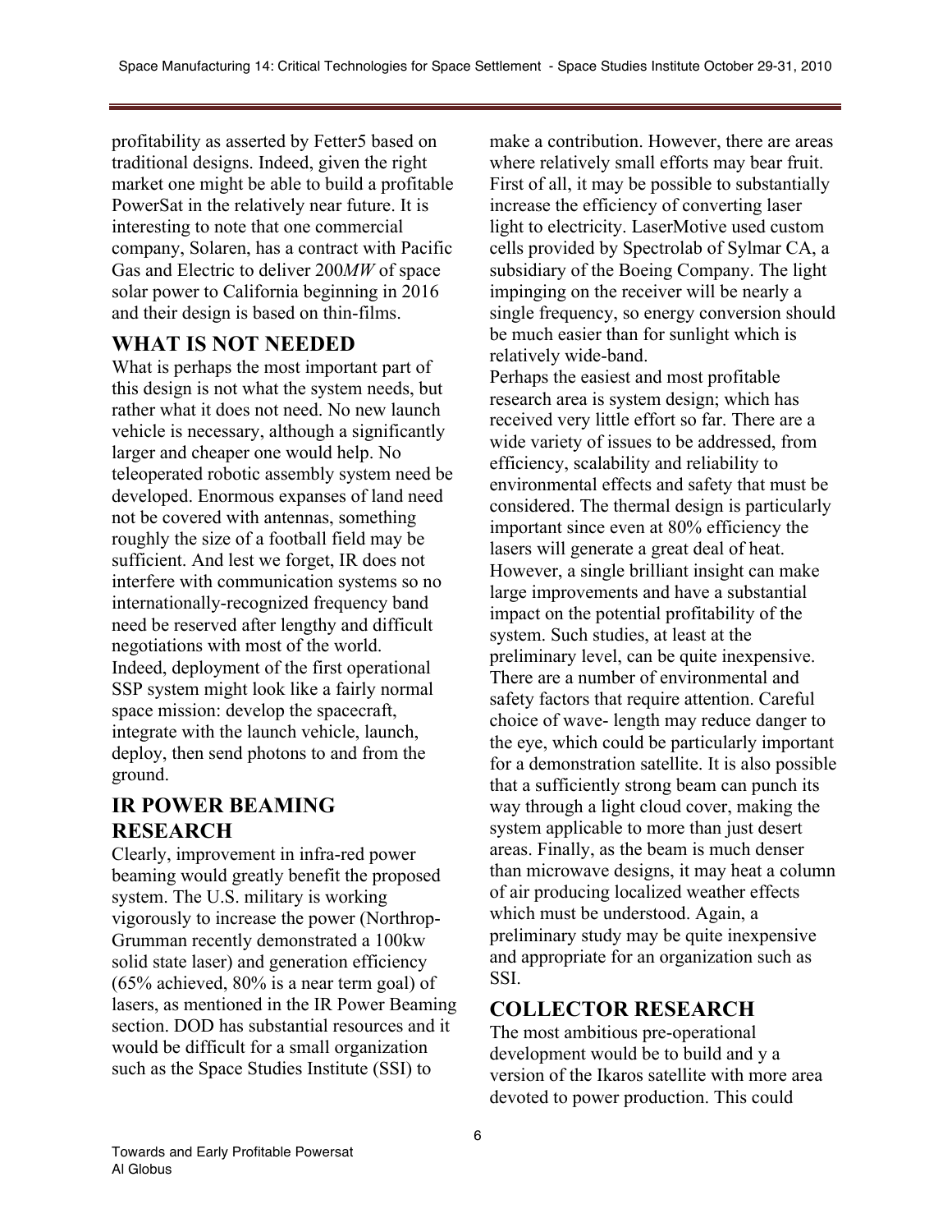profitability as asserted by Fetter5 based on traditional designs. Indeed, given the right market one might be able to build a profitable PowerSat in the relatively near future. It is interesting to note that one commercial company, Solaren, has a contract with Pacific Gas and Electric to deliver 200*MW* of space solar power to California beginning in 2016 and their design is based on thin-films.

## WHAT IS NOT NEEDED

What is perhaps the most important part of this design is not what the system needs, but rather what it does not need. No new launch vehicle is necessary, although a significantly larger and cheaper one would help. No teleoperated robotic assembly system need be developed. Enormous expanses of land need not be covered with antennas, something roughly the size of a football field may be sufficient. And lest we forget, IR does not interfere with communication systems so no internationally-recognized frequency band need be reserved after lengthy and difficult negotiations with most of the world.
Indeed, deployment of the first operational SSP system might look like a fairly normal space mission: develop the spacecraft, integrate with the launch vehicle, launch, deploy, then send photons to and from the ground.

## IR POWER BEAMING RESEARCH

Clearly, improvement in infra-red power beaming would greatly benefit the proposed system. The U.S. military is working vigorously to increase the power (Northrop-Grumman recently demonstrated a 100kw solid state laser) and generation efficiency (65% achieved, 80% is a near term goal) of lasers, as mentioned in the IR Power Beaming section. DOD has substantial resources and it would be difficult for a small organization such as the Space Studies Institute (SSI) to make a contribution. However, there are areas where relatively small efforts may bear fruit. First of all, it may be possible to substantially increase the efficiency of converting laser light to electricity. LaserMotive used custom cells provided by Spectrolab of Sylmar CA, a subsidiary of the Boeing Company. The light impinging on the receiver will be nearly a single frequency, so energy conversion should be much easier than for sunlight which is relatively wide-band.
Perhaps the easiest and most profitable research area is system design; which has received very little effort so far. There are a wide variety of issues to be addressed, from efficiency, scalability and reliability to environmental effects and safety that must be considered. The thermal design is particularly important since even at 80% efficiency the lasers will generate a great deal of heat. However, a single brilliant insight can make large improvements and have a substantial impact on the potential profitability of the system. Such studies, at least at the preliminary level, can be quite inexpensive.
There are a number of environmental and safety factors that require attention. Careful choice of wave- length may reduce danger to the eye, which could be particularly important for a demonstration satellite. It is also possible that a sufficiently strong beam can punch its way through a light cloud cover, making the system applicable to more than just desert areas. Finally, as the beam is much denser than microwave designs, it may heat a column of air producing localized weather effects which must be understood. Again, a preliminary study may be quite inexpensive and appropriate for an organization such as SSI.

## COLLECTOR RESEARCH

The most ambitious pre-operational development would be to build and y a version of the Ikaros satellite with more area devoted to power production. This could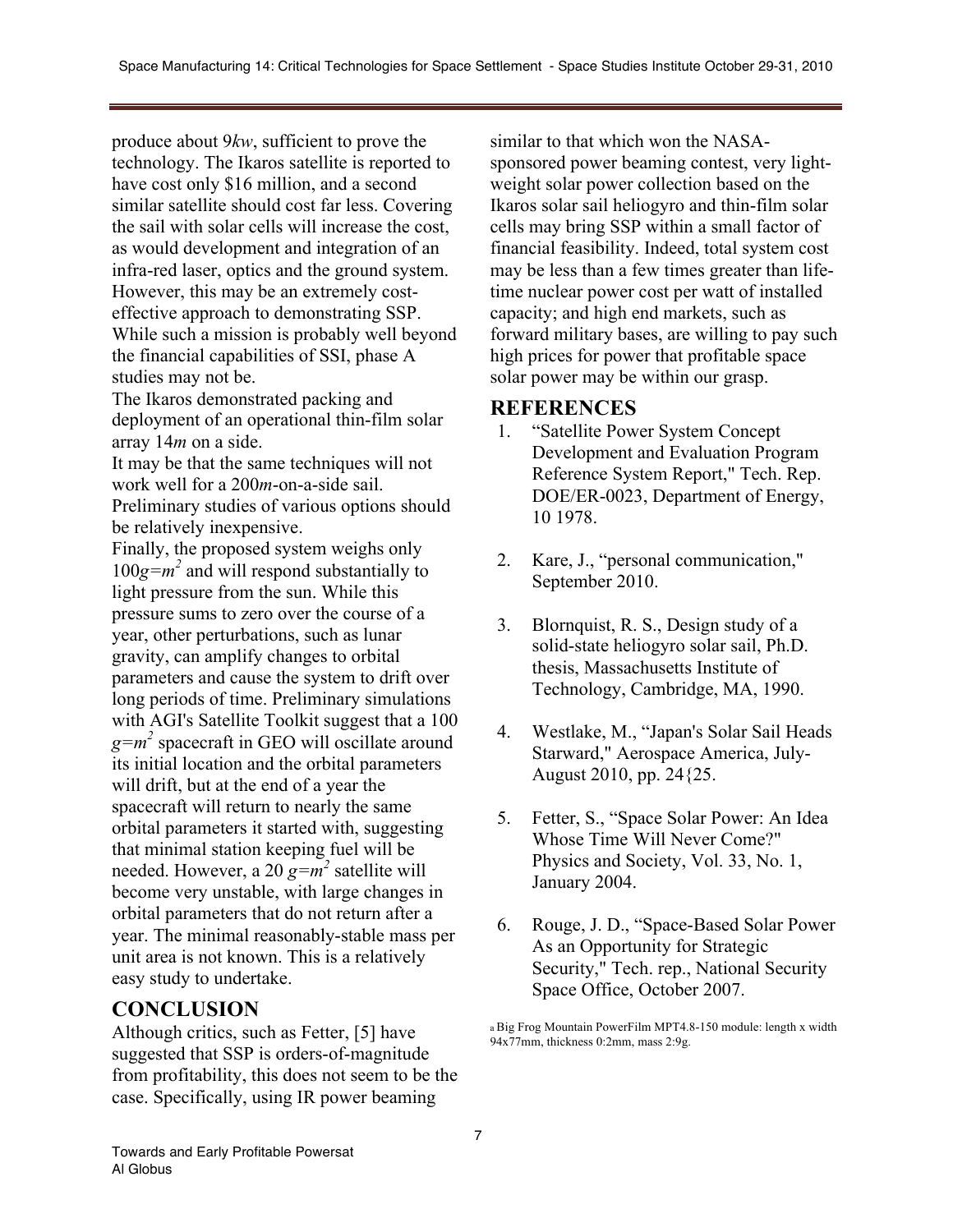produce about 9*kw*, sufficient to prove the technology. The Ikaros satellite is reported to have cost only $16 million, and a second similar satellite should cost far less. Covering the sail with solar cells will increase the cost, as would development and integration of an infra-red laser, optics and the ground system. However, this may be an extremely cost-effective approach to demonstrating SSP. While such a mission is probably well beyond the financial capabilities of SSI, phase A studies may not be.

The Ikaros demonstrated packing and deployment of an operational thin-film solar array 14*m* on a side.

It may be that the same techniques will not work well for a 200*m*-on-a-side sail. Preliminary studies of various options should be relatively inexpensive.

Finally, the proposed system weighs only $100 g{=}m^2$ and will respond substantially to light pressure from the sun. While this pressure sums to zero over the course of a year, other perturbations, such as lunar gravity, can amplify changes to orbital parameters and cause the system to drift over long periods of time. Preliminary simulations with AGI's Satellite Toolkit suggest that a $100\ g{=}m^2$ spacecraft in GEO will oscillate around its initial location and the orbital parameters will drift, but at the end of a year the spacecraft will return to nearly the same orbital parameters it started with, suggesting that minimal station keeping fuel will be needed. However, a $20\ g{=}m^2$ satellite will become very unstable, with large changes in orbital parameters that do not return after a year. The minimal reasonably-stable mass per unit area is not known. This is a relatively easy study to undertake.

## CONCLUSION

Although critics, such as Fetter, [5] have suggested that SSP is orders-of-magnitude from profitability, this does not seem to be the case. Specifically, using IR power beaming similar to that which won the NASA-sponsored power beaming contest, very light-weight solar power collection based on the Ikaros solar sail heliogyro and thin-film solar cells may bring SSP within a small factor of financial feasibility. Indeed, total system cost may be less than a few times greater than life-time nuclear power cost per watt of installed capacity; and high end markets, such as forward military bases, are willing to pay such high prices for power that profitable space solar power may be within our grasp.

## REFERENCES

1. "Satellite Power System Concept Development and Evaluation Program Reference System Report," Tech. Rep. DOE/ER-0023, Department of Energy, 10 1978.
2. Kare, J., "personal communication," September 2010.
3. Blornquist, R. S., Design study of a solid-state heliogyro solar sail, Ph.D. thesis, Massachusetts Institute of Technology, Cambridge, MA, 1990.
4. Westlake, M., "Japan's Solar Sail Heads Starward," Aerospace America, July-August 2010, pp. 24{25.
5. Fetter, S., "Space Solar Power: An Idea Whose Time Will Never Come?" Physics and Society, Vol. 33, No. 1, January 2004.
6. Rouge, J. D., "Space-Based Solar Power As an Opportunity for Strategic Security," Tech. rep., National Security Space Office, October 2007.

[a] Big Frog Mountain PowerFilm MPT4.8-150 module: length x width 94x77mm, thickness 0:2mm, mass 2:9g.